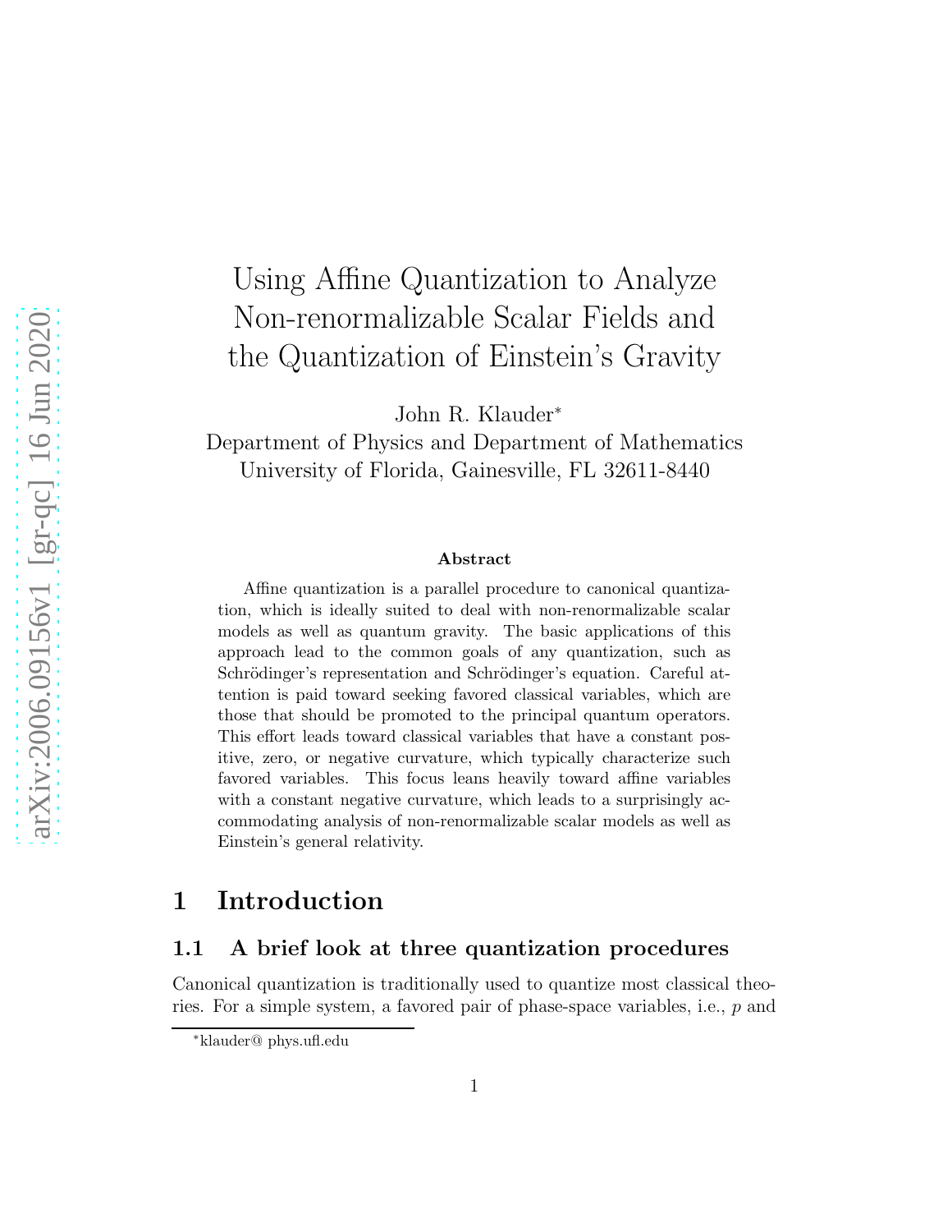# Using Affine Quantization to Analyze Non-renormalizable Scalar Fields and the Quantization of Einstein's Gravity

John R. Klauder*

Department of Physics and Department of Mathematics
University of Florida, Gainesville, FL 32611-8440

### Abstract

Affine quantization is a parallel procedure to canonical quantization, which is ideally suited to deal with non-renormalizable scalar models as well as quantum gravity. The basic applications of this approach lead to the common goals of any quantization, such as Schrödinger's representation and Schrödinger's equation. Careful attention is paid toward seeking favored classical variables, which are those that should be promoted to the principal quantum operators. This effort leads toward classical variables that have a constant positive, zero, or negative curvature, which typically characterize such favored variables. This focus leans heavily toward affine variables with a constant negative curvature, which leads to a surprisingly accommodating analysis of non-renormalizable scalar models as well as Einstein's general relativity.

## 1 Introduction

### 1.1 A brief look at three quantization procedures

Canonical quantization is traditionally used to quantize most classical theories. For a simple system, a favored pair of phase-space variables, i.e., $p$ and

*klauder@ phys.ufl.edu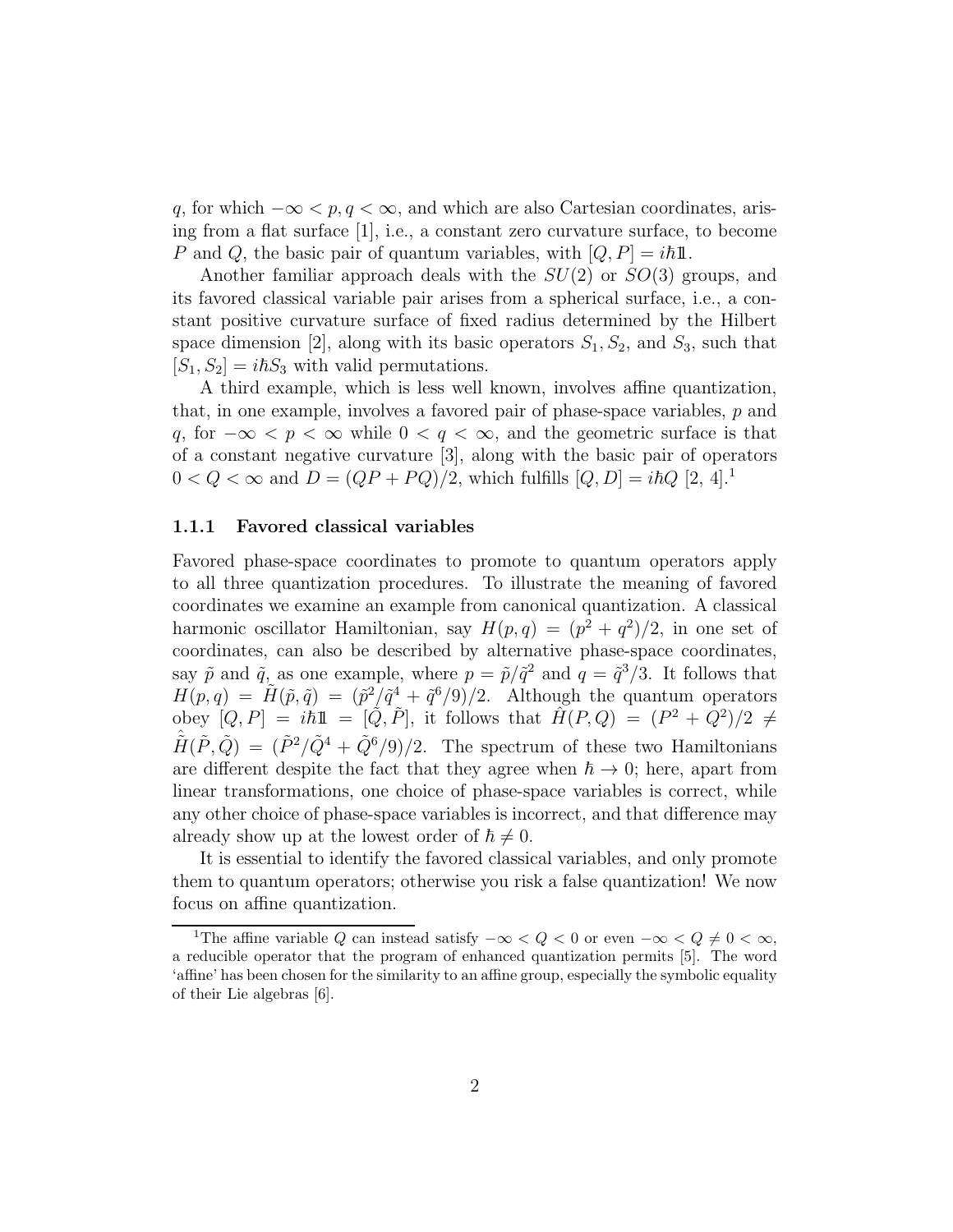$q$, for which $-\infty < p, q < \infty$, and which are also Cartesian coordinates, arising from a flat surface [1], i.e., a constant zero curvature surface, to become $P$ and $Q$, the basic pair of quantum variables, with $[Q, P] = i\hbar\mathbb{1}$.

Another familiar approach deals with the $SU(2)$ or $SO(3)$ groups, and its favored classical variable pair arises from a spherical surface, i.e., a constant positive curvature surface of fixed radius determined by the Hilbert space dimension [2], along with its basic operators $S_1, S_2$, and $S_3$, such that $[S_1, S_2] = i\hbar S_3$ with valid permutations.

A third example, which is less well known, involves affine quantization, that, in one example, involves a favored pair of phase-space variables, $p$ and $q$, for $-\infty < p < \infty$ while $0 < q < \infty$, and the geometric surface is that of a constant negative curvature [3], along with the basic pair of operators $0 < Q < \infty$ and $D = (QP + PQ)/2$, which fulfills $[Q, D] = i\hbar Q$ [2, 4].[1]

### 1.1.1 Favored classical variables

Favored phase-space coordinates to promote to quantum operators apply to all three quantization procedures. To illustrate the meaning of favored coordinates we examine an example from canonical quantization. A classical harmonic oscillator Hamiltonian, say $H(p, q) = (p^2 + q^2)/2$, in one set of coordinates, can also be described by alternative phase-space coordinates, say $\tilde{p}$ and $\tilde{q}$, as one example, where $p = \tilde{p}/\tilde{q}^2$ and $q = \tilde{q}^3/3$. It follows that $H(p, q) = \tilde{H}(\tilde{p}, \tilde{q}) = (\tilde{p}^2/\tilde{q}^4 + \tilde{q}^6/9)/2$. Although the quantum operators obey $[Q, P] = i\hbar\mathbb{1} = [\tilde{Q}, \tilde{P}]$, it follows that $\hat{H}(P, Q) = (P^2 + Q^2)/2 \neq \hat{\tilde{H}}(\tilde{P}, \tilde{Q}) = (\tilde{P}^2/\tilde{Q}^4 + \tilde{Q}^6/9)/2$. The spectrum of these two Hamiltonians are different despite the fact that they agree when $\hbar \to 0$; here, apart from linear transformations, one choice of phase-space variables is correct, while any other choice of phase-space variables is incorrect, and that difference may already show up at the lowest order of $\hbar \neq 0$.

It is essential to identify the favored classical variables, and only promote them to quantum operators; otherwise you risk a false quantization! We now focus on affine quantization.

---

[1] The affine variable $Q$ can instead satisfy $-\infty < Q < 0$ or even $-\infty < Q \neq 0 < \infty$, a reducible operator that the program of enhanced quantization permits [5]. The word 'affine' has been chosen for the similarity to an affine group, especially the symbolic equality of their Lie algebras [6].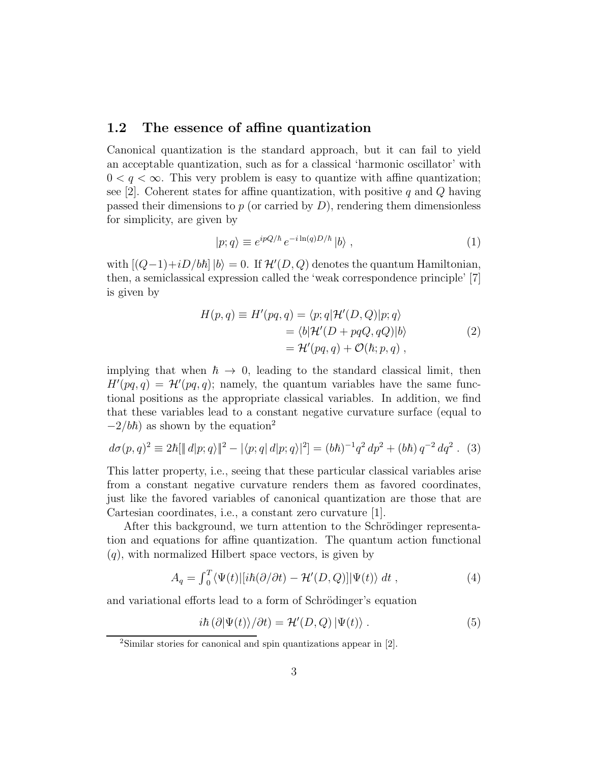## 1.2 The essence of affine quantization

Canonical quantization is the standard approach, but it can fail to yield an acceptable quantization, such as for a classical 'harmonic oscillator' with $0 < q < \infty$. This very problem is easy to quantize with affine quantization; see [2]. Coherent states for affine quantization, with positive $q$ and $Q$ having passed their dimensions to $p$ (or carried by $D$), rendering them dimensionless for simplicity, are given by

$$|p;q\rangle \equiv e^{ipQ/\hbar}\, e^{-i\ln(q)D/\hbar}\,|b\rangle \;, \tag{1}$$

with $[(Q-1)+iD/b\hbar]\,|b\rangle = 0$. If $\mathcal{H}'(D,Q)$ denotes the quantum Hamiltonian, then, a semiclassical expression called the 'weak correspondence principle' [7] is given by

$$\begin{aligned} H(p,q) \equiv H'(pq,q) &= \langle p;q|\mathcal{H}'(D,Q)|p;q\rangle \\ &= \langle b|\mathcal{H}'(D+pqQ,qQ)|b\rangle \\ &= \mathcal{H}'(pq,q) + \mathcal{O}(\hbar;p,q)\;, \end{aligned} \tag{2}$$

implying that when $\hbar \to 0$, leading to the standard classical limit, then $H'(pq,q) = \mathcal{H}'(pq,q)$; namely, the quantum variables have the same functional positions as the appropriate classical variables. In addition, we find that these variables lead to a constant negative curvature surface (equal to $-2/b\hbar$) as shown by the equation[2]

$$d\sigma(p,q)^2 \equiv 2\hbar[\|\,d|p;q\rangle\|^2 - |\langle p;q|\,d|p;q\rangle|^2] = (b\hbar)^{-1}q^2\,dp^2 + (b\hbar)\,q^{-2}\,dq^2\;. \tag{3}$$

This latter property, i.e., seeing that these particular classical variables arise from a constant negative curvature renders them as favored coordinates, just like the favored variables of canonical quantization are those that are Cartesian coordinates, i.e., a constant zero curvature [1].

After this background, we turn attention to the Schrödinger representation and equations for affine quantization. The quantum action functional $(q)$, with normalized Hilbert space vectors, is given by

$$A_q = \textstyle\int_0^T \langle\Psi(t)|[i\hbar(\partial/\partial t) - \mathcal{H}'(D,Q)]|\Psi(t)\rangle\;dt\;, \tag{4}$$

and variational efforts lead to a form of Schrödinger's equation

$$i\hbar\,(\partial|\Psi(t)\rangle/\partial t) = \mathcal{H}'(D,Q)\,|\Psi(t)\rangle\;. \tag{5}$$

[2] Similar stories for canonical and spin quantizations appear in [2].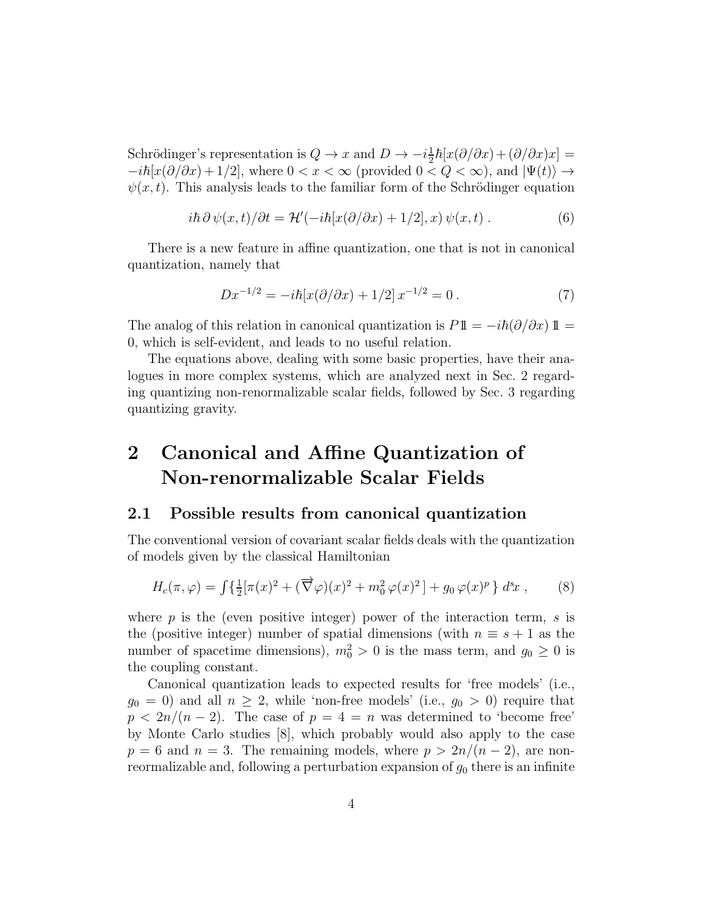Schrödinger's representation is $Q \rightarrow x$ and $D \rightarrow -i\frac{1}{2}\hbar[x(\partial/\partial x)+(\partial/\partial x)x] = -i\hbar[x(\partial/\partial x)+1/2]$, where $0 < x < \infty$ (provided $0 < Q < \infty$), and $|\Psi(t)\rangle \rightarrow \psi(x,t)$. This analysis leads to the familiar form of the Schrödinger equation

$$i\hbar\,\partial\,\psi(x,t)/\partial t = \mathcal{H}'(-i\hbar[x(\partial/\partial x)+1/2], x)\,\psi(x,t)\,. \tag{6}$$

There is a new feature in affine quantization, one that is not in canonical quantization, namely that

$$D x^{-1/2} = -i\hbar[x(\partial/\partial x)+1/2]\,x^{-1/2} = 0\,. \tag{7}$$

The analog of this relation in canonical quantization is $P\mathbb{1} = -i\hbar(\partial/\partial x)\,\mathbb{1} = 0$, which is self-evident, and leads to no useful relation.

The equations above, dealing with some basic properties, have their analogues in more complex systems, which are analyzed next in Sec. 2 regarding quantizing non-renormalizable scalar fields, followed by Sec. 3 regarding quantizing gravity.

# 2 Canonical and Affine Quantization of Non-renormalizable Scalar Fields

## 2.1 Possible results from canonical quantization

The conventional version of covariant scalar fields deals with the quantization of models given by the classical Hamiltonian

$$H_c(\pi,\varphi) = \textstyle\int\{\frac{1}{2}[\pi(x)^2 + (\overrightarrow{\nabla}\varphi)(x)^2 + m_0^2\,\varphi(x)^2\,] + g_0\,\varphi(x)^p\,\}\;d^s\!x\;, \tag{8}$$

where $p$ is the (even positive integer) power of the interaction term, $s$ is the (positive integer) number of spatial dimensions (with $n \equiv s+1$ as the number of spacetime dimensions), $m_0^2 > 0$ is the mass term, and $g_0 \geq 0$ is the coupling constant.

Canonical quantization leads to expected results for 'free models' (i.e., $g_0 = 0$) and all $n \geq 2$, while 'non-free models' (i.e., $g_0 > 0$) require that $p < 2n/(n-2)$. The case of $p = 4 = n$ was determined to 'become free' by Monte Carlo studies [8], which probably would also apply to the case $p = 6$ and $n = 3$. The remaining models, where $p > 2n/(n-2)$, are non-reormalizable and, following a perturbation expansion of $g_0$ there is an infinite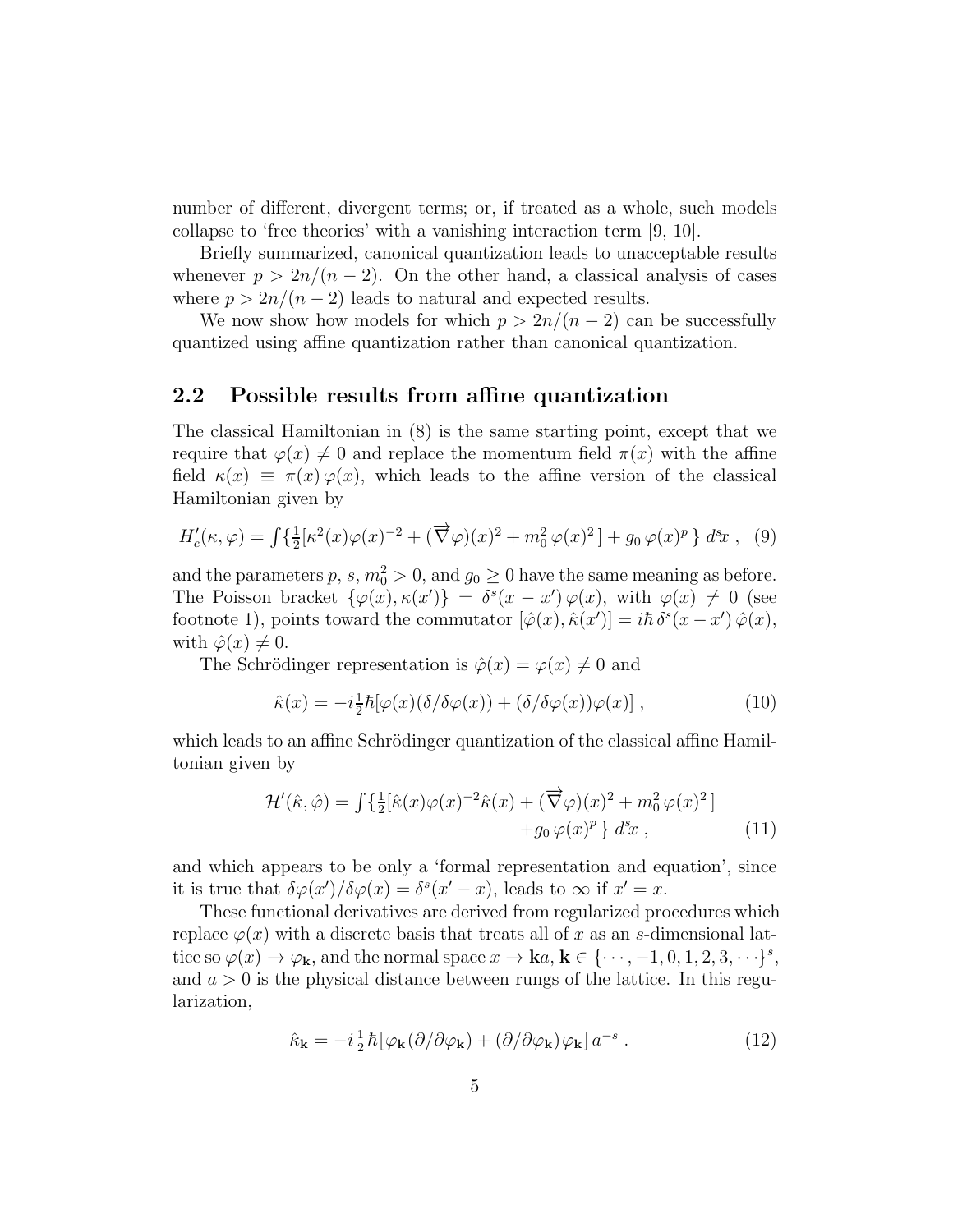number of different, divergent terms; or, if treated as a whole, such models collapse to 'free theories' with a vanishing interaction term [9, 10].

Briefly summarized, canonical quantization leads to unacceptable results whenever $p > 2n/(n-2)$. On the other hand, a classical analysis of cases where $p > 2n/(n-2)$ leads to natural and expected results.

We now show how models for which $p > 2n/(n-2)$ can be successfully quantized using affine quantization rather than canonical quantization.

## 2.2 Possible results from affine quantization

The classical Hamiltonian in (8) is the same starting point, except that we require that $\varphi(x) \neq 0$ and replace the momentum field $\pi(x)$ with the affine field $\kappa(x) \equiv \pi(x)\,\varphi(x)$, which leads to the affine version of the classical Hamiltonian given by

$$H'_c(\kappa, \varphi) = \textstyle\int \{ \frac{1}{2}[\kappa^2(x)\varphi(x)^{-2} + (\overrightarrow{\nabla}\varphi)(x)^2 + m_0^2\,\varphi(x)^2\,] + g_0\,\varphi(x)^p \,\}\; d^s\!x \;, \quad (9)$$

and the parameters $p$, $s$, $m_0^2 > 0$, and $g_0 \geq 0$ have the same meaning as before. The Poisson bracket $\{\varphi(x), \kappa(x')\} = \delta^s(x - x')\,\varphi(x)$, with $\varphi(x) \neq 0$ (see footnote 1), points toward the commutator $[\hat{\varphi}(x), \hat{\kappa}(x')] = i\hbar\,\delta^s(x-x')\,\hat{\varphi}(x)$, with $\hat{\varphi}(x) \neq 0$.

The Schrödinger representation is $\hat{\varphi}(x) = \varphi(x) \neq 0$ and

$$\hat{\kappa}(x) = -i\tfrac{1}{2}\hbar[\varphi(x)(\delta/\delta\varphi(x)) + (\delta/\delta\varphi(x))\varphi(x)]\;, \quad (10)$$

which leads to an affine Schrödinger quantization of the classical affine Hamiltonian given by

$$\mathcal{H}'(\hat{\kappa}, \hat{\varphi}) = \textstyle\int \{ \frac{1}{2}[\hat{\kappa}(x)\varphi(x)^{-2}\hat{\kappa}(x) + (\overrightarrow{\nabla}\varphi)(x)^2 + m_0^2\,\varphi(x)^2\,] + g_0\,\varphi(x)^p \,\}\; d^s\!x \;, \quad (11)$$

and which appears to be only a 'formal representation and equation', since it is true that $\delta\varphi(x')/\delta\varphi(x) = \delta^s(x' - x)$, leads to $\infty$ if $x' = x$.

These functional derivatives are derived from regularized procedures which replace $\varphi(x)$ with a discrete basis that treats all of $x$ as an $s$-dimensional lattice so $\varphi(x) \to \varphi_{\mathbf{k}}$, and the normal space $x \to \mathbf{k}a$, $\mathbf{k} \in \{\cdots, -1, 0, 1, 2, 3, \cdots\}^s$, and $a > 0$ is the physical distance between rungs of the lattice. In this regularization,

$$\hat{\kappa}_{\mathbf{k}} = -i\tfrac{1}{2}\hbar[\varphi_{\mathbf{k}}(\partial/\partial\varphi_{\mathbf{k}}) + (\partial/\partial\varphi_{\mathbf{k}})\varphi_{\mathbf{k}}]\,a^{-s}\;. \quad (12)$$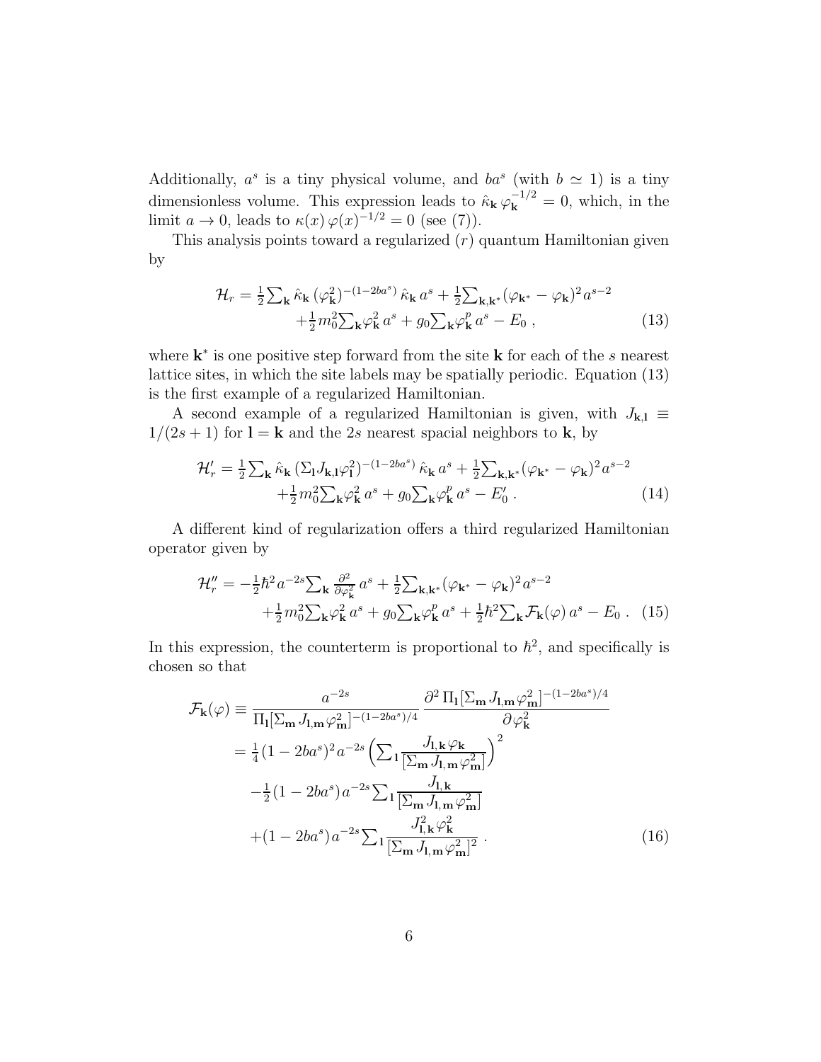Additionally, $a^s$ is a tiny physical volume, and $ba^s$ (with $b \simeq 1$) is a tiny dimensionless volume. This expression leads to $\hat{\kappa}_{\mathbf{k}}\, \varphi_{\mathbf{k}}^{-1/2} = 0$, which, in the limit $a \to 0$, leads to $\kappa(x)\, \varphi(x)^{-1/2} = 0$ (see (7)).

This analysis points toward a regularized ($r$) quantum Hamiltonian given by

$$
\begin{aligned}
\mathcal{H}_r = \tfrac{1}{2}{\textstyle\sum_{\mathbf{k}}}\, \hat{\kappa}_{\mathbf{k}}\, (\varphi_{\mathbf{k}}^2)^{-(1-2ba^s)}\, \hat{\kappa}_{\mathbf{k}}\, a^s + \tfrac{1}{2}{\textstyle\sum_{\mathbf{k},\mathbf{k}^*}} (\varphi_{\mathbf{k}^*} - \varphi_{\mathbf{k}})^2 \, a^{s-2} \\
+ \tfrac{1}{2} m_0^2 {\textstyle\sum_{\mathbf{k}}} \varphi_{\mathbf{k}}^2 \, a^s + g_0 {\textstyle\sum_{\mathbf{k}}} \varphi_{\mathbf{k}}^p \, a^s - E_0 \;, 
\end{aligned}
\tag{13}
$$

where $\mathbf{k}^*$ is one positive step forward from the site $\mathbf{k}$ for each of the $s$ nearest lattice sites, in which the site labels may be spatially periodic. Equation (13) is the first example of a regularized Hamiltonian.

A second example of a regularized Hamiltonian is given, with $J_{\mathbf{k},\mathbf{l}} \equiv 1/(2s+1)$ for $\mathbf{l} = \mathbf{k}$ and the $2s$ nearest spacial neighbors to $\mathbf{k}$, by

$$
\begin{aligned}
\mathcal{H}'_r = \tfrac{1}{2}{\textstyle\sum_{\mathbf{k}}}\, \hat{\kappa}_{\mathbf{k}}\, (\Sigma_{\mathbf{l}} J_{\mathbf{k},\mathbf{l}} \varphi_{\mathbf{l}}^2)^{-(1-2ba^s)}\, \hat{\kappa}_{\mathbf{k}}\, a^s + \tfrac{1}{2}{\textstyle\sum_{\mathbf{k},\mathbf{k}^*}} (\varphi_{\mathbf{k}^*} - \varphi_{\mathbf{k}})^2 \, a^{s-2} \\
+ \tfrac{1}{2} m_0^2 {\textstyle\sum_{\mathbf{k}}} \varphi_{\mathbf{k}}^2 \, a^s + g_0 {\textstyle\sum_{\mathbf{k}}} \varphi_{\mathbf{k}}^p \, a^s - E'_0 \;. 
\end{aligned}
\tag{14}
$$

A different kind of regularization offers a third regularized Hamiltonian operator given by

$$
\begin{aligned}
\mathcal{H}''_r = -\tfrac{1}{2}\hbar^2 a^{-2s} {\textstyle\sum_{\mathbf{k}}} \tfrac{\partial^2}{\partial \varphi_{\mathbf{k}}^2}\, a^s + \tfrac{1}{2}{\textstyle\sum_{\mathbf{k},\mathbf{k}^*}} (\varphi_{\mathbf{k}^*} - \varphi_{\mathbf{k}})^2 \, a^{s-2} \\
+ \tfrac{1}{2} m_0^2 {\textstyle\sum_{\mathbf{k}}} \varphi_{\mathbf{k}}^2 \, a^s + g_0 {\textstyle\sum_{\mathbf{k}}} \varphi_{\mathbf{k}}^p \, a^s + \tfrac{1}{2}\hbar^2 {\textstyle\sum_{\mathbf{k}}} \mathcal{F}_{\mathbf{k}}(\varphi)\, a^s - E_0 \;. 
\end{aligned}
\tag{15}
$$

In this expression, the counterterm is proportional to $\hbar^2$, and specifically is chosen so that

$$
\begin{aligned}
\mathcal{F}_{\mathbf{k}}(\varphi) &\equiv \frac{a^{-2s}}{\Pi_{\mathbf{l}} [\Sigma_{\mathbf{m}} J_{\mathbf{l},\mathbf{m}} \varphi_{\mathbf{m}}^2]^{-(1-2ba^s)/4}} \, \frac{\partial^2\, \Pi_{\mathbf{l}} [\Sigma_{\mathbf{m}} J_{\mathbf{l},\mathbf{m}} \varphi_{\mathbf{m}}^2]^{-(1-2ba^s)/4}}{\partial \varphi_{\mathbf{k}}^2} \\
&= \tfrac{1}{4}(1-2ba^s)^2 a^{-2s} \Big( {\textstyle\sum_{\mathbf{l}}} \frac{J_{\mathbf{l},\mathbf{k}}\, \varphi_{\mathbf{k}}}{[\Sigma_{\mathbf{m}} J_{\mathbf{l},\mathbf{m}} \varphi_{\mathbf{m}}^2]} \Big)^2 \\
&\quad - \tfrac{1}{2}(1-2ba^s)\, a^{-2s} {\textstyle\sum_{\mathbf{l}}} \frac{J_{\mathbf{l},\mathbf{k}}}{[\Sigma_{\mathbf{m}} J_{\mathbf{l},\mathbf{m}} \varphi_{\mathbf{m}}^2]} \\
&\quad + (1-2ba^s)\, a^{-2s} {\textstyle\sum_{\mathbf{l}}} \frac{J_{\mathbf{l},\mathbf{k}}^2\, \varphi_{\mathbf{k}}^2}{[\Sigma_{\mathbf{m}} J_{\mathbf{l},\mathbf{m}} \varphi_{\mathbf{m}}^2]^2} \;. 
\end{aligned}
\tag{16}
$$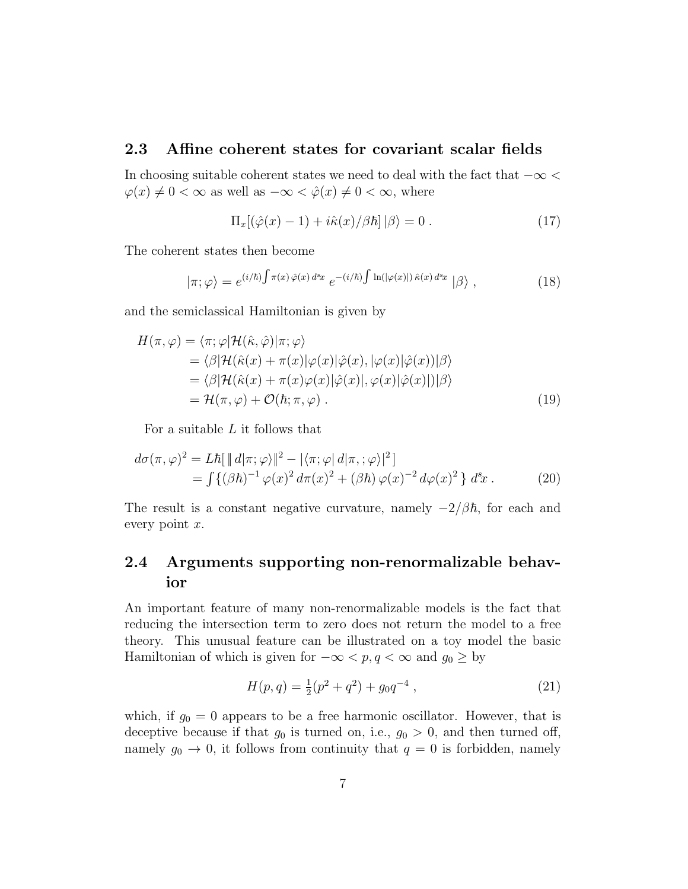## 2.3 Affine coherent states for covariant scalar fields

In choosing suitable coherent states we need to deal with the fact that $-\infty < \varphi(x) \neq 0 < \infty$ as well as $-\infty < \hat{\varphi}(x) \neq 0 < \infty$, where

$$\Pi_x[(\hat{\varphi}(x) - 1) + i\hat{\kappa}(x)/\beta\hbar]\,|\beta\rangle = 0\,. \tag{17}$$

The coherent states then become

$$|\pi;\varphi\rangle = e^{(i/\hbar)\int \pi(x)\,\hat{\varphi}(x)\,d^sx}\; e^{-(i/\hbar)\int \ln(|\varphi(x)|)\,\hat{\kappa}(x)\,d^sx}\;|\beta\rangle\,, \tag{18}$$

and the semiclassical Hamiltonian is given by

$$\begin{aligned}
H(\pi,\varphi) &= \langle\pi;\varphi|\mathcal{H}(\hat{\kappa},\hat{\varphi})|\pi;\varphi\rangle \\
&= \langle\beta|\mathcal{H}(\hat{\kappa}(x) + \pi(x)|\varphi(x)|\hat{\varphi}(x), |\varphi(x)|\hat{\varphi}(x))|\beta\rangle \\
&= \langle\beta|\mathcal{H}(\hat{\kappa}(x) + \pi(x)\varphi(x)|\hat{\varphi}(x)|, \varphi(x)|\hat{\varphi}(x)|)|\beta\rangle \\
&= \mathcal{H}(\pi,\varphi) + \mathcal{O}(\hbar;\pi,\varphi)\,.
\end{aligned} \tag{19}$$

For a suitable $L$ it follows that

$$\begin{aligned}
d\sigma(\pi,\varphi)^2 &= L\hbar[\,\|\,d|\pi;\varphi\rangle\|^2 - |\langle\pi;\varphi|\,d|\pi,;\varphi\rangle|^2\,] \\
&= \textstyle\int\{(\beta\hbar)^{-1}\,\varphi(x)^2\,d\pi(x)^2 + (\beta\hbar)\,\varphi(x)^{-2}\,d\varphi(x)^2\,\}\;d^sx\,.
\end{aligned} \tag{20}$$

The result is a constant negative curvature, namely $-2/\beta\hbar$, for each and every point $x$.

## 2.4 Arguments supporting non-renormalizable behavior

An important feature of many non-renormalizable models is the fact that reducing the intersection term to zero does not return the model to a free theory. This unusual feature can be illustrated on a toy model the basic Hamiltonian of which is given for $-\infty < p, q < \infty$ and $g_0 \geq$ by

$$H(p,q) = \tfrac{1}{2}(p^2 + q^2) + g_0 q^{-4}\,, \tag{21}$$

which, if $g_0 = 0$ appears to be a free harmonic oscillator. However, that is deceptive because if that $g_0$ is turned on, i.e., $g_0 > 0$, and then turned off, namely $g_0 \to 0$, it follows from continuity that $q = 0$ is forbidden, namely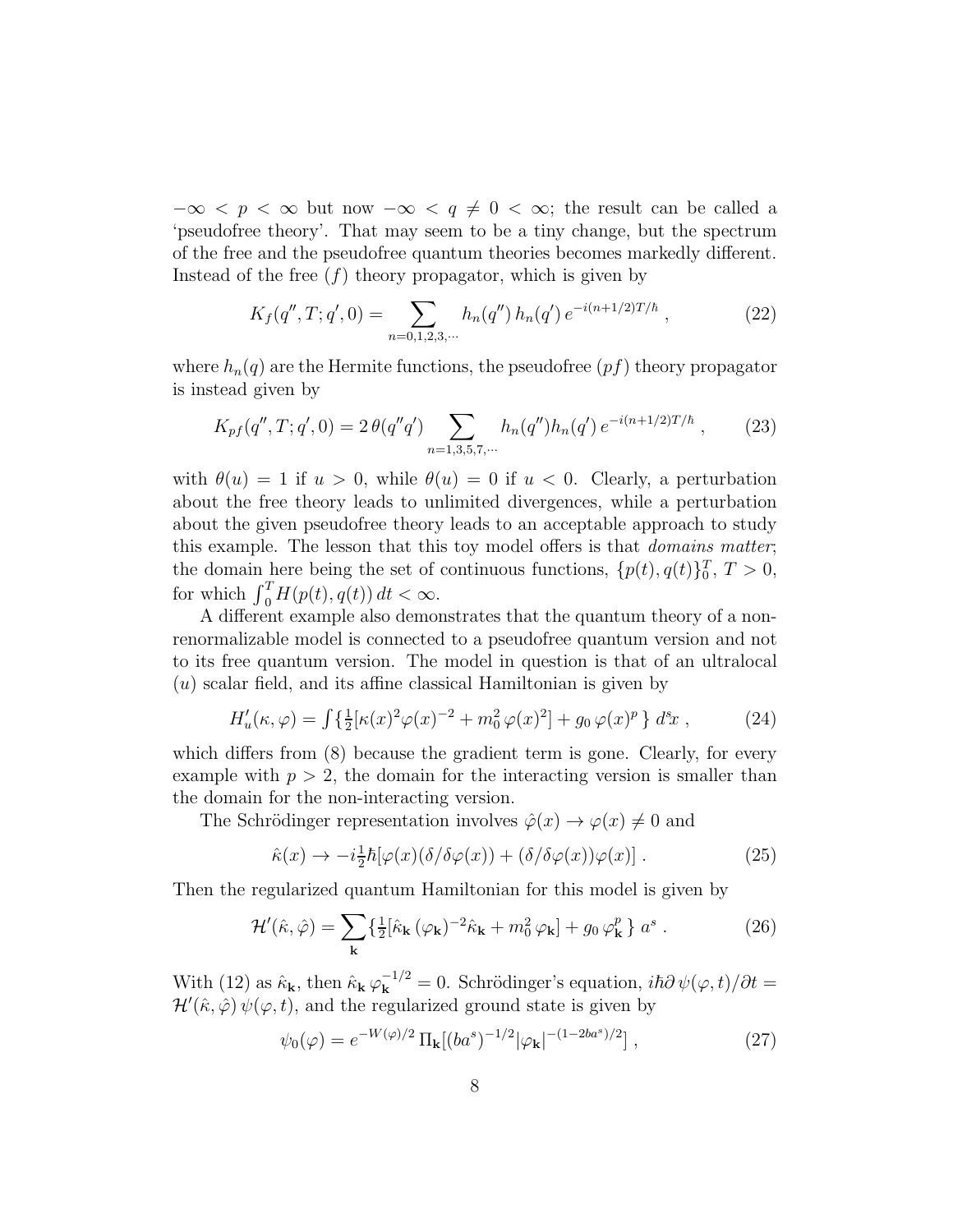$-\infty < p < \infty$ but now $-\infty < q \neq 0 < \infty$; the result can be called a 'pseudofree theory'. That may seem to be a tiny change, but the spectrum of the free and the pseudofree quantum theories becomes markedly different. Instead of the free $(f)$ theory propagator, which is given by

$$K_f(q'', T; q', 0) = \sum_{n=0,1,2,3,\cdots} h_n(q'')\, h_n(q')\, e^{-i(n+1/2)T/\hbar}\,, \tag{22}$$

where $h_n(q)$ are the Hermite functions, the pseudofree $(pf)$ theory propagator is instead given by

$$K_{pf}(q'', T; q', 0) = 2\,\theta(q''q') \sum_{n=1,3,5,7,\cdots} h_n(q'') h_n(q')\, e^{-i(n+1/2)T/\hbar}\,, \tag{23}$$

with $\theta(u) = 1$ if $u > 0$, while $\theta(u) = 0$ if $u < 0$. Clearly, a perturbation about the free theory leads to unlimited divergences, while a perturbation about the given pseudofree theory leads to an acceptable approach to study this example. The lesson that this toy model offers is that *domains matter*; the domain here being the set of continuous functions, $\{p(t), q(t)\}_0^T$, $T > 0$, for which $\int_0^T H(p(t), q(t))\, dt < \infty$.

A different example also demonstrates that the quantum theory of a non-renormalizable model is connected to a pseudofree quantum version and not to its free quantum version. The model in question is that of an ultralocal $(u)$ scalar field, and its affine classical Hamiltonian is given by

$$H'_u(\kappa, \varphi) = \int \{ \tfrac{1}{2}[\kappa(x)^2 \varphi(x)^{-2} + m_0^2\, \varphi(x)^2] + g_0\, \varphi(x)^p \}\; d^s\!x\,, \tag{24}$$

which differs from (8) because the gradient term is gone. Clearly, for every example with $p > 2$, the domain for the interacting version is smaller than the domain for the non-interacting version.

The Schrödinger representation involves $\hat{\varphi}(x) \to \varphi(x) \neq 0$ and

$$\hat{\kappa}(x) \to -i\tfrac{1}{2}\hbar[\varphi(x)(\delta/\delta\varphi(x)) + (\delta/\delta\varphi(x))\varphi(x)]\,. \tag{25}$$

Then the regularized quantum Hamiltonian for this model is given by

$$\mathcal{H}'(\hat{\kappa}, \hat{\varphi}) = \sum_{\mathbf{k}} \{ \tfrac{1}{2}[\hat{\kappa}_{\mathbf{k}}\, (\varphi_{\mathbf{k}})^{-2} \hat{\kappa}_{\mathbf{k}} + m_0^2\, \varphi_{\mathbf{k}}] + g_0\, \varphi_{\mathbf{k}}^p \}\; a^s\,. \tag{26}$$

With (12) as $\hat{\kappa}_{\mathbf{k}}$, then $\hat{\kappa}_{\mathbf{k}}\, \varphi_{\mathbf{k}}^{-1/2} = 0$. Schrödinger's equation, $i\hbar\partial\, \psi(\varphi, t)/\partial t = \mathcal{H}'(\hat{\kappa}, \hat{\varphi})\, \psi(\varphi, t)$, and the regularized ground state is given by

$$\psi_0(\varphi) = e^{-W(\varphi)/2}\, \Pi_{\mathbf{k}}[(ba^s)^{-1/2} |\varphi_{\mathbf{k}}|^{-(1-2ba^s)/2}]\,, \tag{27}$$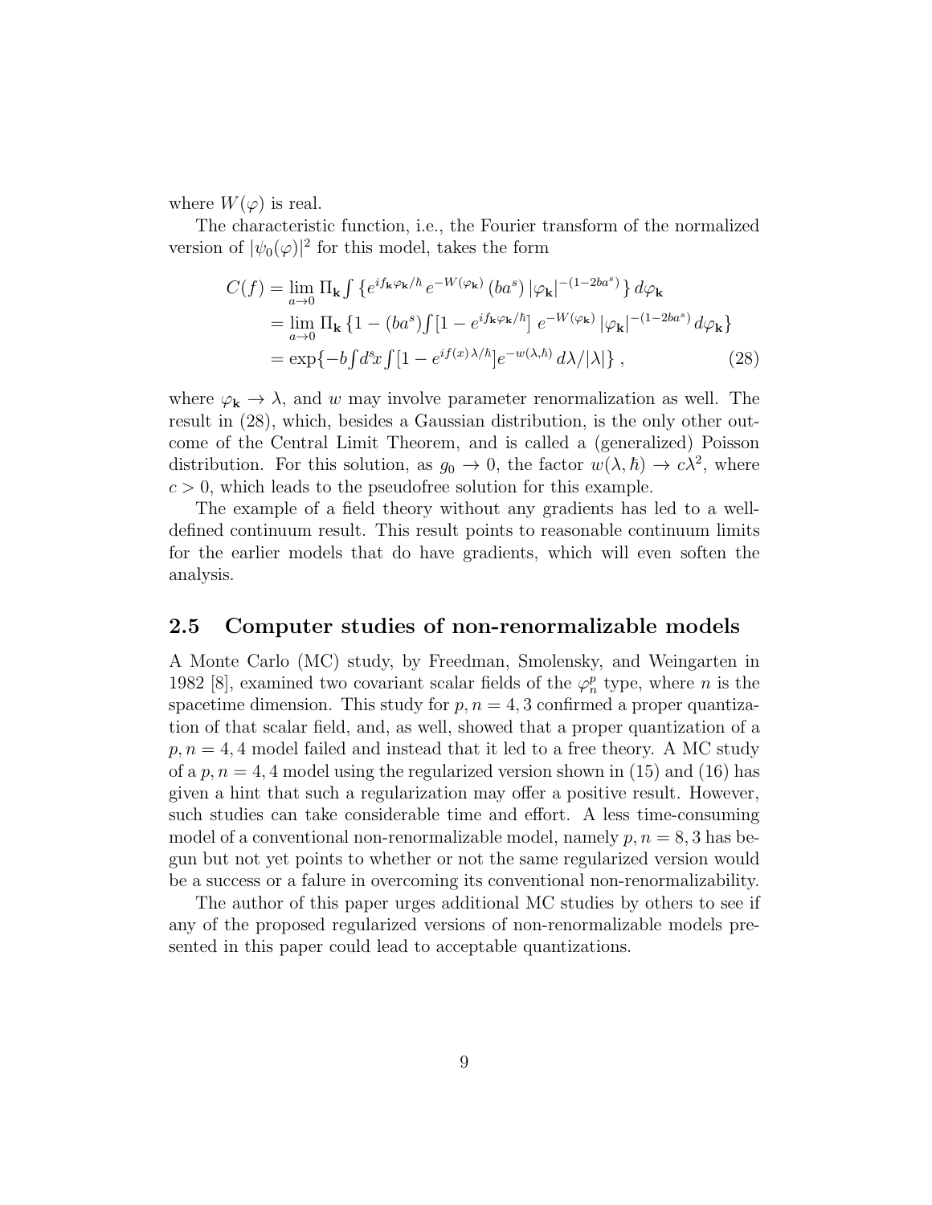where $W(\varphi)$ is real.

The characteristic function, i.e., the Fourier transform of the normalized version of $|\psi_0(\varphi)|^2$ for this model, takes the form

$$
\begin{aligned}
C(f) &= \lim_{a\to 0} \Pi_{\mathbf{k}} \int \{e^{i f_{\mathbf{k}} \varphi_{\mathbf{k}}/\hbar}\, e^{-W(\varphi_{\mathbf{k}})}\, (ba^s)\, |\varphi_{\mathbf{k}}|^{-(1-2ba^s)}\}\, d\varphi_{\mathbf{k}} \\
&= \lim_{a\to 0} \Pi_{\mathbf{k}} \{1 - (ba^s) \int [1 - e^{i f_{\mathbf{k}} \varphi_{\mathbf{k}}/\hbar}]\; e^{-W(\varphi_{\mathbf{k}})}\, |\varphi_{\mathbf{k}}|^{-(1-2ba^s)}\, d\varphi_{\mathbf{k}}\} \\
&= \exp\{-b \int d^s\!x \int [1 - e^{i f(x)\lambda/\hbar}] e^{-w(\lambda,\hbar)}\, d\lambda/|\lambda|\}\;, \qquad (28)
\end{aligned}
$$

where $\varphi_{\mathbf{k}} \to \lambda$, and $w$ may involve parameter renormalization as well. The result in (28), which, besides a Gaussian distribution, is the only other outcome of the Central Limit Theorem, and is called a (generalized) Poisson distribution. For this solution, as $g_0 \to 0$, the factor $w(\lambda,\hbar) \to c\lambda^2$, where $c > 0$, which leads to the pseudofree solution for this example.

The example of a field theory without any gradients has led to a well-defined continuum result. This result points to reasonable continuum limits for the earlier models that do have gradients, which will even soften the analysis.

### 2.5 Computer studies of non-renormalizable models

A Monte Carlo (MC) study, by Freedman, Smolensky, and Weingarten in 1982 [8], examined two covariant scalar fields of the $\varphi^p_n$ type, where $n$ is the spacetime dimension. This study for $p, n = 4, 3$ confirmed a proper quantization of that scalar field, and, as well, showed that a proper quantization of a $p, n = 4, 4$ model failed and instead that it led to a free theory. A MC study of a $p, n = 4, 4$ model using the regularized version shown in (15) and (16) has given a hint that such a regularization may offer a positive result. However, such studies can take considerable time and effort. A less time-consuming model of a conventional non-renormalizable model, namely $p, n = 8, 3$ has begun but not yet points to whether or not the same regularized version would be a success or a falure in overcoming its conventional non-renormalizability.

The author of this paper urges additional MC studies by others to see if any of the proposed regularized versions of non-renormalizable models presented in this paper could lead to acceptable quantizations.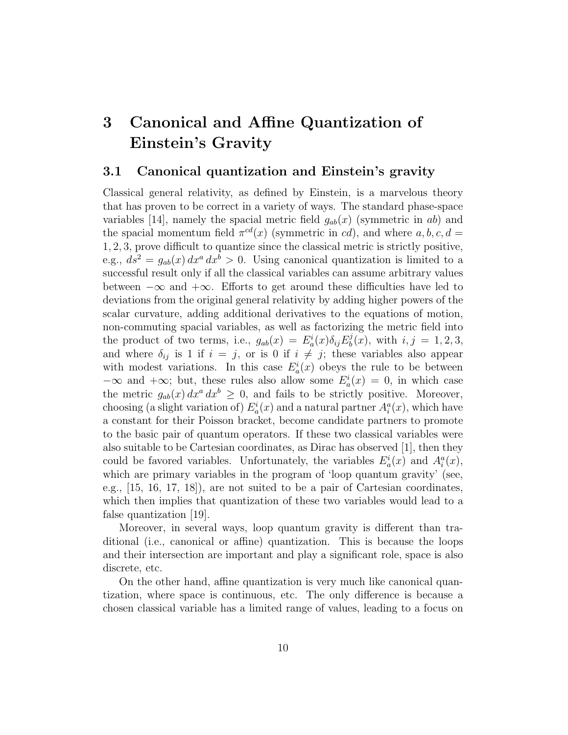# 3 Canonical and Affine Quantization of Einstein's Gravity

## 3.1 Canonical quantization and Einstein's gravity

Classical general relativity, as defined by Einstein, is a marvelous theory that has proven to be correct in a variety of ways. The standard phase-space variables [14], namely the spacial metric field $g_{ab}(x)$ (symmetric in $ab$) and the spacial momentum field $\pi^{cd}(x)$ (symmetric in $cd$), and where $a, b, c, d = 1, 2, 3$, prove difficult to quantize since the classical metric is strictly positive, e.g., $ds^2 = g_{ab}(x)\, dx^a\, dx^b > 0$. Using canonical quantization is limited to a successful result only if all the classical variables can assume arbitrary values between $-\infty$ and $+\infty$. Efforts to get around these difficulties have led to deviations from the original general relativity by adding higher powers of the scalar curvature, adding additional derivatives to the equations of motion, non-commuting spacial variables, as well as factorizing the metric field into the product of two terms, i.e., $g_{ab}(x) = E^i_a(x)\delta_{ij}E^j_b(x)$, with $i, j = 1, 2, 3$, and where $\delta_{ij}$ is 1 if $i = j$, or is 0 if $i \neq j$; these variables also appear with modest variations. In this case $E^i_a(x)$ obeys the rule to be between $-\infty$ and $+\infty$; but, these rules also allow some $E^i_a(x) = 0$, in which case the metric $g_{ab}(x)\, dx^a\, dx^b \geq 0$, and fails to be strictly positive. Moreover, choosing (a slight variation of) $E^i_a(x)$ and a natural partner $A^a_i(x)$, which have a constant for their Poisson bracket, become candidate partners to promote to the basic pair of quantum operators. If these two classical variables were also suitable to be Cartesian coordinates, as Dirac has observed [1], then they could be favored variables. Unfortunately, the variables $E^i_a(x)$ and $A^a_i(x)$, which are primary variables in the program of 'loop quantum gravity' (see, e.g., [15, 16, 17, 18]), are not suited to be a pair of Cartesian coordinates, which then implies that quantization of these two variables would lead to a false quantization [19].

Moreover, in several ways, loop quantum gravity is different than traditional (i.e., canonical or affine) quantization. This is because the loops and their intersection are important and play a significant role, space is also discrete, etc.

On the other hand, affine quantization is very much like canonical quantization, where space is continuous, etc. The only difference is because a chosen classical variable has a limited range of values, leading to a focus on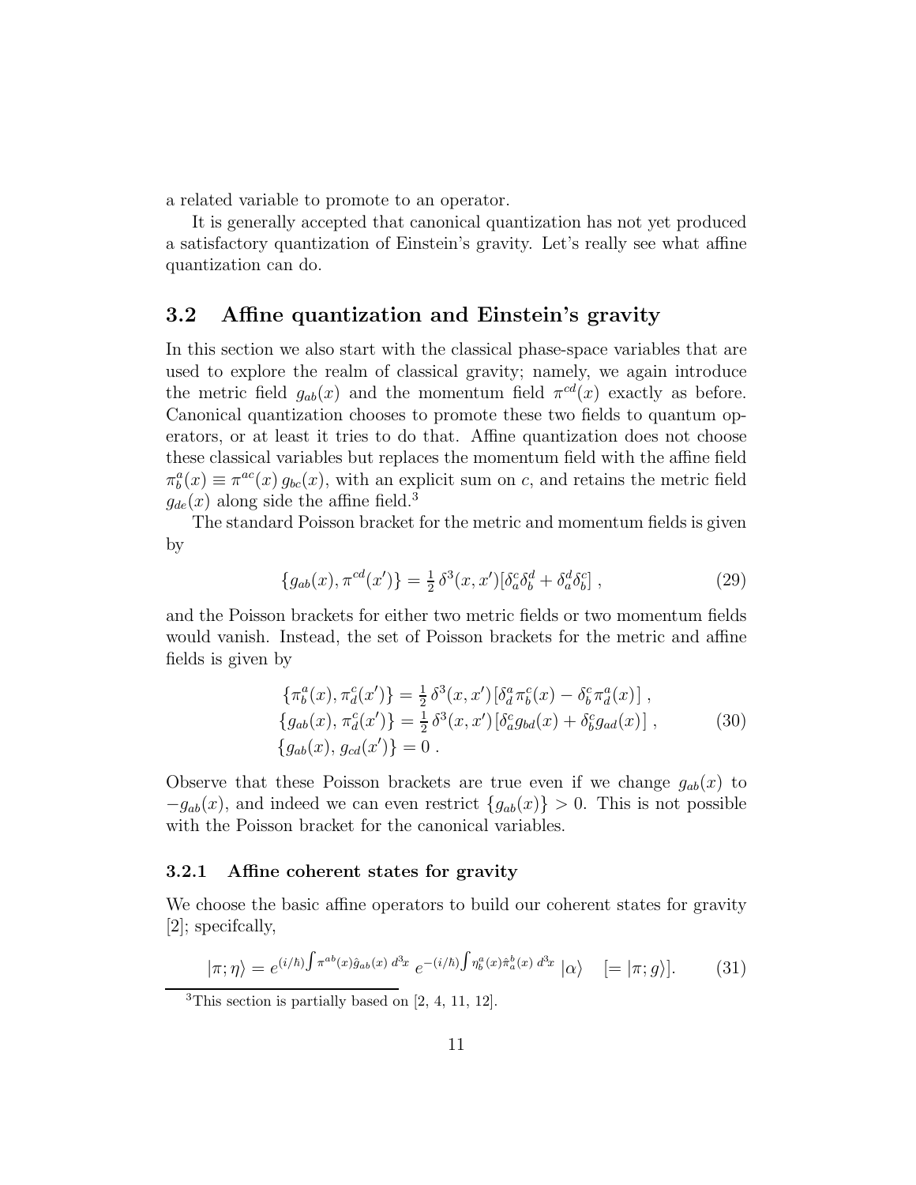a related variable to promote to an operator.

It is generally accepted that canonical quantization has not yet produced a satisfactory quantization of Einstein's gravity. Let's really see what affine quantization can do.

### 3.2 Affine quantization and Einstein's gravity

In this section we also start with the classical phase-space variables that are used to explore the realm of classical gravity; namely, we again introduce the metric field $g_{ab}(x)$ and the momentum field $\pi^{cd}(x)$ exactly as before. Canonical quantization chooses to promote these two fields to quantum operators, or at least it tries to do that. Affine quantization does not choose these classical variables but replaces the momentum field with the affine field $\pi^a_b(x) \equiv \pi^{ac}(x)\, g_{bc}(x)$, with an explicit sum on $c$, and retains the metric field $g_{de}(x)$ along side the affine field.[3]

The standard Poisson bracket for the metric and momentum fields is given by

$$\{g_{ab}(x), \pi^{cd}(x')\} = \tfrac{1}{2}\, \delta^3(x, x')[\delta^c_a \delta^d_b + \delta^d_a \delta^c_b] \,, \tag{29}$$

and the Poisson brackets for either two metric fields or two momentum fields would vanish. Instead, the set of Poisson brackets for the metric and affine fields is given by

$$\begin{aligned}
&\{\pi^a_b(x), \pi^c_d(x')\} = \tfrac{1}{2}\, \delta^3(x, x')\, [\delta^a_d \pi^c_b(x) - \delta^c_b \pi^a_d(x)] \,, \\
&\{g_{ab}(x), \pi^c_d(x')\} = \tfrac{1}{2}\, \delta^3(x, x')\, [\delta^c_a g_{bd}(x) + \delta^c_b g_{ad}(x)] \,, \\
&\{g_{ab}(x), \, g_{cd}(x')\} = 0 \,.
\end{aligned} \tag{30}$$

Observe that these Poisson brackets are true even if we change $g_{ab}(x)$ to $-g_{ab}(x)$, and indeed we can even restrict $\{g_{ab}(x)\} > 0$. This is not possible with the Poisson bracket for the canonical variables.

#### 3.2.1 Affine coherent states for gravity

We choose the basic affine operators to build our coherent states for gravity [2]; specifcally,

$$|\pi; \eta\rangle = e^{(i/\hbar)\int \pi^{ab}(x) \hat{g}_{ab}(x)\, d^3x}\; e^{-(i/\hbar)\int \eta^a_b(x) \hat{\pi}^b_a(x)\, d^3x}\; |\alpha\rangle \quad [= |\pi; g\rangle]. \tag{31}$$

[3] This section is partially based on [2, 4, 11, 12].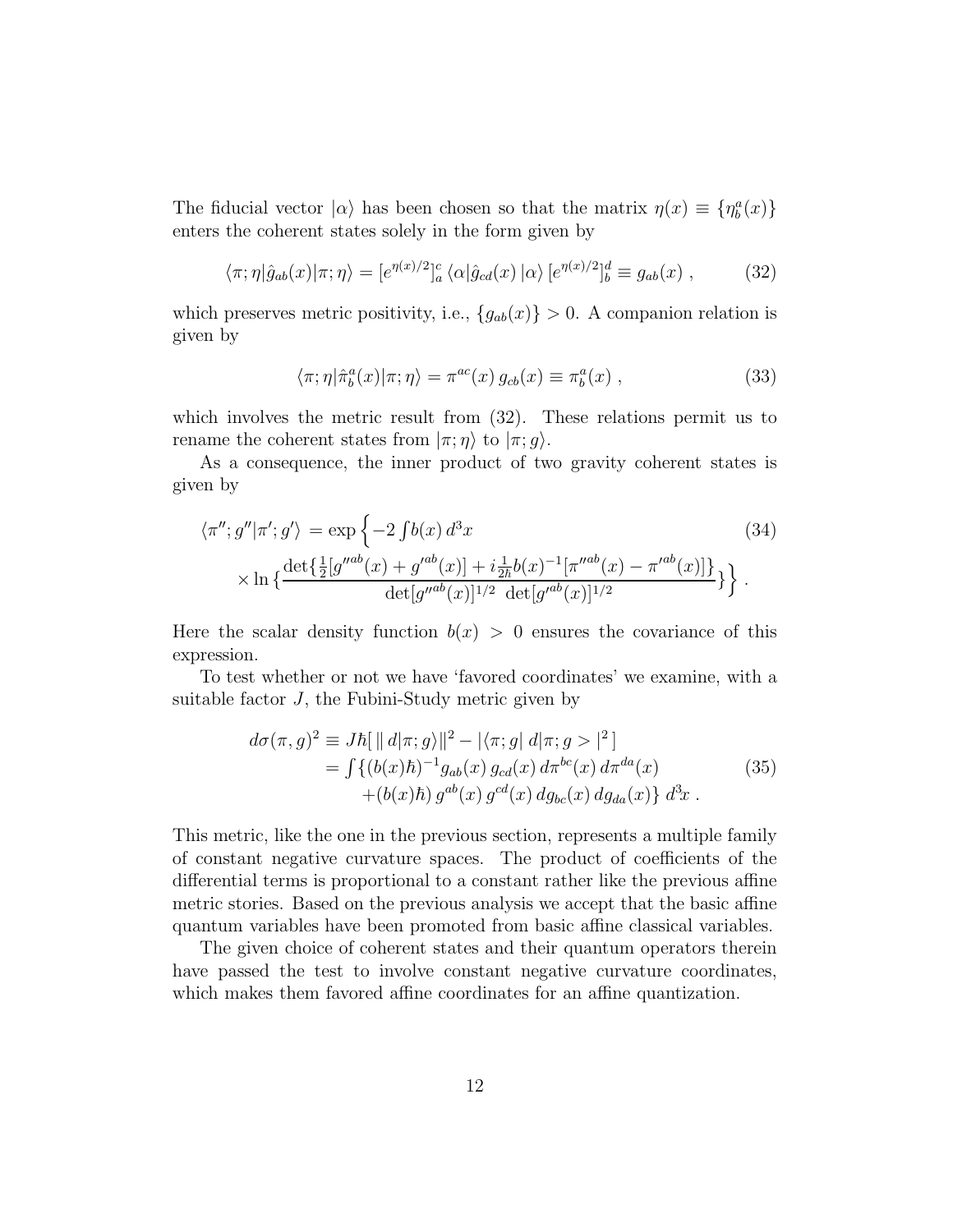The fiducial vector $|\alpha\rangle$ has been chosen so that the matrix $\eta(x) \equiv \{\eta^a_b(x)\}$ enters the coherent states solely in the form given by

$$\langle \pi;\eta|\hat{g}_{ab}(x)|\pi;\eta\rangle = [e^{\eta(x)/2}]^c_a \,\langle\alpha|\hat{g}_{cd}(x)\,|\alpha\rangle\,[e^{\eta(x)/2}]^d_b \equiv g_{ab}(x)\;, \tag{32}$$

which preserves metric positivity, i.e., $\{g_{ab}(x)\} > 0$. A companion relation is given by

$$\langle \pi;\eta|\hat{\pi}^a_b(x)|\pi;\eta\rangle = \pi^{ac}(x)\,g_{cb}(x) \equiv \pi^a_b(x)\;, \tag{33}$$

which involves the metric result from (32). These relations permit us to rename the coherent states from $|\pi;\eta\rangle$ to $|\pi;g\rangle$.

As a consequence, the inner product of two gravity coherent states is given by

$$\begin{aligned}\langle \pi'';g''|\pi';g'\rangle &= \exp\Big\{-2\textstyle\int b(x)\,d^3x \\ &\times \ln\big\{\frac{\det\{\frac{1}{2}[g''^{ab}(x)+g'^{ab}(x)] + i\frac{1}{2\hbar}b(x)^{-1}[\pi''^{ab}(x)-\pi'^{ab}(x)]\}}{\det[g''^{ab}(x)]^{1/2}\,\det[g'^{ab}(x)]^{1/2}}\big\}\Big\}\;.\end{aligned} \tag{34}$$

Here the scalar density function $b(x) > 0$ ensures the covariance of this expression.

To test whether or not we have 'favored coordinates' we examine, with a suitable factor $J$, the Fubini-Study metric given by

$$\begin{aligned} d\sigma(\pi,g)^2 &\equiv J\hbar[\,\|\,d|\pi;g\rangle\|^2 - |\langle\pi;g|\,d|\pi;g>|^2\,] \\ &= \textstyle\int\{(b(x)\hbar)^{-1}g_{ab}(x)\,g_{cd}(x)\,d\pi^{bc}(x)\,d\pi^{da}(x) \\ &\qquad +(b(x)\hbar)\,g^{ab}(x)\,g^{cd}(x)\,dg_{bc}(x)\,dg_{da}(x)\}\,d^3x\;. \end{aligned} \tag{35}$$

This metric, like the one in the previous section, represents a multiple family of constant negative curvature spaces. The product of coefficients of the differential terms is proportional to a constant rather like the previous affine metric stories. Based on the previous analysis we accept that the basic affine quantum variables have been promoted from basic affine classical variables.

The given choice of coherent states and their quantum operators therein have passed the test to involve constant negative curvature coordinates, which makes them favored affine coordinates for an affine quantization.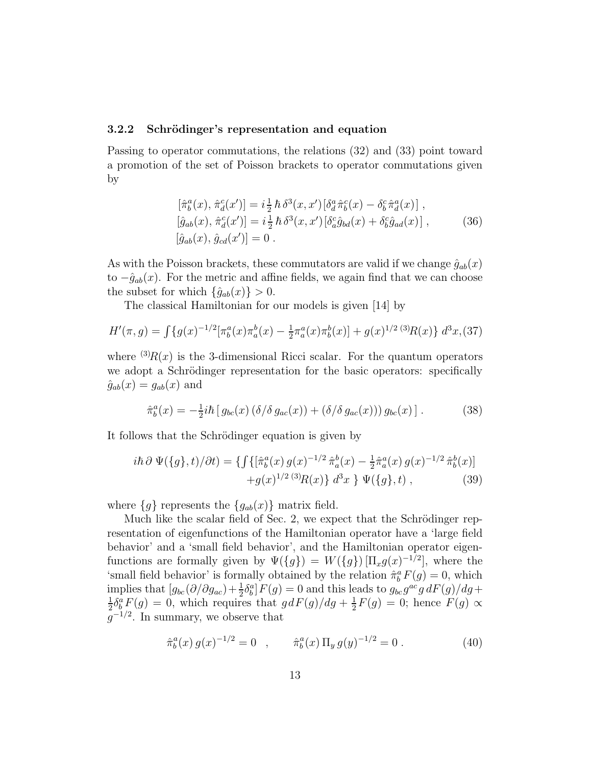### 3.2.2 Schrödinger's representation and equation

Passing to operator commutations, the relations (32) and (33) point toward a promotion of the set of Poisson brackets to operator commutations given by

$$
\begin{aligned}
&[\hat{\pi}^a_b(x),\, \hat{\pi}^c_d(x')] = i\tfrac{1}{2}\,\hbar\,\delta^3(x,x')\,[\delta^a_d\,\hat{\pi}^c_b(x) - \delta^c_b\,\hat{\pi}^a_d(x)]\,, \\
&[\hat{g}_{ab}(x),\, \hat{\pi}^c_d(x')] = i\tfrac{1}{2}\,\hbar\,\delta^3(x,x')\,[\delta^c_a\,\hat{g}_{bd}(x) + \delta^c_b\,\hat{g}_{ad}(x)]\,, \\
&[\hat{g}_{ab}(x),\, \hat{g}_{cd}(x')] = 0\,.
\end{aligned}
\tag{36}
$$

As with the Poisson brackets, these commutators are valid if we change $\hat{g}_{ab}(x)$ to $-\hat{g}_{ab}(x)$. For the metric and affine fields, we again find that we can choose the subset for which $\{\hat{g}_{ab}(x)\} > 0$.

The classical Hamiltonian for our models is given [14] by

$$
H'(\pi, g) = \int \{ g(x)^{-1/2}[\pi^a_b(x)\pi^b_a(x) - \tfrac{1}{2}\pi^a_a(x)\pi^b_b(x)] + g(x)^{1/2}\,{}^{(3)}\!R(x)\}\; d^3x, \tag{37}
$$

where ${}^{(3)}\!R(x)$ is the 3-dimensional Ricci scalar. For the quantum operators we adopt a Schrödinger representation for the basic operators: specifically $\hat{g}_{ab}(x) = g_{ab}(x)$ and

$$
\hat{\pi}^a_b(x) = -\tfrac{1}{2}i\hbar\,[\, g_{bc}(x)\,(\delta/\delta\, g_{ac}(x)) + (\delta/\delta\, g_{ac}(x)))\, g_{bc}(x)\,]\,. \tag{38}
$$

It follows that the Schrödinger equation is given by

$$
\begin{aligned}
i\hbar\,\partial\;\Psi(\{g\},t)/\partial t) = \{ \textstyle\int \{ [\hat{\pi}^a_b(x)\, g(x)^{-1/2}\,\hat{\pi}^b_a(x) - \tfrac{1}{2}\hat{\pi}^a_a(x)\, g(x)^{-1/2}\,\hat{\pi}^b_b(x)] \\
+ g(x)^{1/2}\,{}^{(3)}\!R(x)\}\; d^3x\;\}\;\Psi(\{g\},t)\,,
\end{aligned}
\tag{39}
$$

where $\{g\}$ represents the $\{g_{ab}(x)\}$ matrix field.

Much like the scalar field of Sec. 2, we expect that the Schrödinger representation of eigenfunctions of the Hamiltonian operator have a 'large field behavior' and a 'small field behavior', and the Hamiltonian operator eigenfunctions are formally given by $\Psi(\{g\}) = W(\{g\})\,[\Pi_x g(x)^{-1/2}]$, where the 'small field behavior' is formally obtained by the relation $\hat{\pi}^a_b\, F(g) = 0$, which implies that $[g_{bc}(\partial/\partial g_{ac}) + \frac{1}{2}\delta^a_b]\,F(g) = 0$ and this leads to $g_{bc}\,g^{ac}\,g\; dF(g)/dg + \frac{1}{2}\delta^a_b\, F(g) = 0$, which requires that $g\,dF(g)/dg + \frac{1}{2}F(g) = 0$; hence $F(g) \propto g^{-1/2}$. In summary, we observe that

$$
\hat{\pi}^a_b(x)\; g(x)^{-1/2} = 0 \quad , \qquad \hat{\pi}^a_b(x)\; \Pi_y\; g(y)^{-1/2} = 0\,. \tag{40}
$$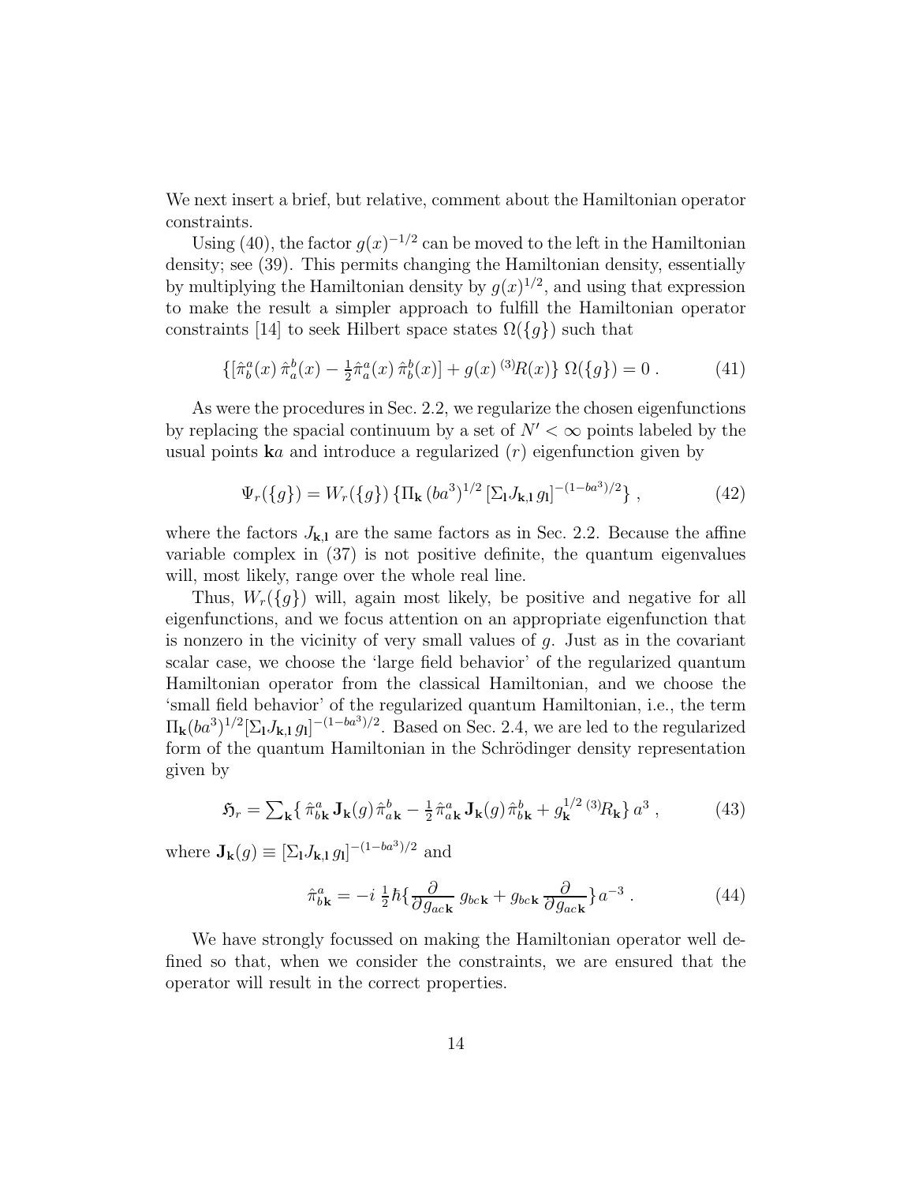We next insert a brief, but relative, comment about the Hamiltonian operator constraints.

Using (40), the factor $g(x)^{-1/2}$ can be moved to the left in the Hamiltonian density; see (39). This permits changing the Hamiltonian density, essentially by multiplying the Hamiltonian density by $g(x)^{1/2}$, and using that expression to make the result a simpler approach to fulfill the Hamiltonian operator constraints [14] to seek Hilbert space states $\Omega(\{g\})$ such that

$$\{[\hat{\pi}^a_b(x)\,\hat{\pi}^b_a(x) - \tfrac{1}{2}\hat{\pi}^a_a(x)\,\hat{\pi}^b_b(x)] + g(x)\,{}^{(3)}\!R(x)\}\;\Omega(\{g\}) = 0\;. \tag{41}$$

As were the procedures in Sec. 2.2, we regularize the chosen eigenfunctions by replacing the spacial continuum by a set of $N' < \infty$ points labeled by the usual points $\mathbf{k}a$ and introduce a regularized $(r)$ eigenfunction given by

$$\Psi_r(\{g\}) = W_r(\{g\})\,\{\Pi_{\mathbf{k}}\,(ba^3)^{1/2}\,[\Sigma_{\mathbf{l}} J_{\mathbf{k},\mathbf{l}}\,g_{\mathbf{l}}]^{-(1-ba^3)/2}\}\;, \tag{42}$$

where the factors $J_{\mathbf{k},\mathbf{l}}$ are the same factors as in Sec. 2.2. Because the affine variable complex in (37) is not positive definite, the quantum eigenvalues will, most likely, range over the whole real line.

Thus, $W_r(\{g\})$ will, again most likely, be positive and negative for all eigenfunctions, and we focus attention on an appropriate eigenfunction that is nonzero in the vicinity of very small values of $g$. Just as in the covariant scalar case, we choose the 'large field behavior' of the regularized quantum Hamiltonian operator from the classical Hamiltonian, and we choose the 'small field behavior' of the regularized quantum Hamiltonian, i.e., the term $\Pi_{\mathbf{k}}(ba^3)^{1/2}[\Sigma_{\mathbf{l}} J_{\mathbf{k},\mathbf{l}}\,g_{\mathbf{l}}]^{-(1-ba^3)/2}$. Based on Sec. 2.4, we are led to the regularized form of the quantum Hamiltonian in the Schrödinger density representation given by

$$\mathfrak{H}_r = \textstyle\sum_{\mathbf{k}}\{\,\hat{\pi}^a_{b\mathbf{k}}\,\mathbf{J}_{\mathbf{k}}(g)\,\hat{\pi}^b_{a\mathbf{k}} - \tfrac{1}{2}\,\hat{\pi}^a_{a\mathbf{k}}\,\mathbf{J}_{\mathbf{k}}(g)\,\hat{\pi}^b_{b\mathbf{k}} + g^{1/2}_{\mathbf{k}}\,{}^{(3)}\!R_{\mathbf{k}}\}\,a^3\;, \tag{43}$$

where $\mathbf{J}_{\mathbf{k}}(g) \equiv [\Sigma_{\mathbf{l}} J_{\mathbf{k},\mathbf{l}}\,g_{\mathbf{l}}]^{-(1-ba^3)/2}$ and

$$\hat{\pi}^a_{b\mathbf{k}} = -i\,\tfrac{1}{2}\hbar\{\frac{\partial}{\partial g_{ac\mathbf{k}}}\,g_{bc\mathbf{k}} + g_{bc\mathbf{k}}\,\frac{\partial}{\partial g_{ac\mathbf{k}}}\}\,a^{-3}\;. \tag{44}$$

We have strongly focussed on making the Hamiltonian operator well defined so that, when we consider the constraints, we are ensured that the operator will result in the correct properties.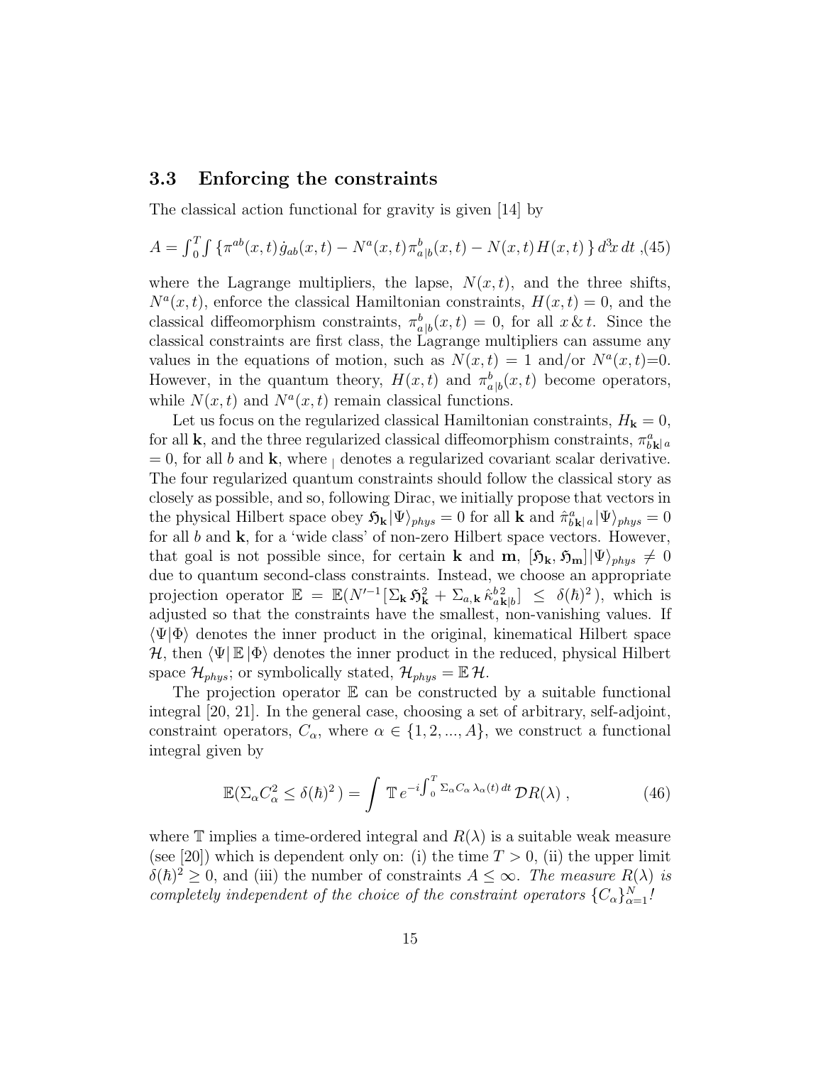### 3.3 Enforcing the constraints

The classical action functional for gravity is given [14] by

$$A = \int_0^T \int \{ \pi^{ab}(x,t)\,\dot{g}_{ab}(x,t) - N^a(x,t)\,\pi^b_{a\,|b}(x,t) - N(x,t)\,H(x,t)\,\}\, d^3x\, dt \,,\qquad (45)$$

where the Lagrange multipliers, the lapse, $N(x,t)$, and the three shifts, $N^a(x,t)$, enforce the classical Hamiltonian constraints, $H(x,t) = 0$, and the classical diffeomorphism constraints, $\pi^b_{a\,|b}(x,t) = 0$, for all $x \,\&\, t$. Since the classical constraints are first class, the Lagrange multipliers can assume any values in the equations of motion, such as $N(x,t) = 1$ and/or $N^a(x,t){=}0$. However, in the quantum theory, $H(x,t)$ and $\pi^b_{a\,|b}(x,t)$ become operators, while $N(x,t)$ and $N^a(x,t)$ remain classical functions.

Let us focus on the regularized classical Hamiltonian constraints, $H_{\mathbf{k}} = 0$, for all $\mathbf{k}$, and the three regularized classical diffeomorphism constraints, $\pi^a_{b\mathbf{k}|\,a}$ $= 0$, for all $b$ and $\mathbf{k}$, where $_{|}$ denotes a regularized covariant scalar derivative. The four regularized quantum constraints should follow the classical story as closely as possible, and so, following Dirac, we initially propose that vectors in the physical Hilbert space obey $\mathfrak{H}_{\mathbf{k}}|\Psi\rangle_{phys} = 0$ for all $\mathbf{k}$ and $\hat{\pi}^a_{b\mathbf{k}|\,a}|\Psi\rangle_{phys} = 0$ for all $b$ and $\mathbf{k}$, for a 'wide class' of non-zero Hilbert space vectors. However, that goal is not possible since, for certain $\mathbf{k}$ and $\mathbf{m}$, $[\mathfrak{H}_{\mathbf{k}}, \mathfrak{H}_{\mathbf{m}}]|\Psi\rangle_{phys} \neq 0$ due to quantum second-class constraints. Instead, we choose an appropriate projection operator $\mathbb{E} = \mathbb{E}(N'^{-1}[\Sigma_{\mathbf{k}}\, \mathfrak{H}^2_{\mathbf{k}} + \Sigma_{a,\mathbf{k}}\, \hat{\kappa}^{b\,2}_{a\mathbf{k}|b}] \;\le\; \delta(\hbar)^2\,)$, which is adjusted so that the constraints have the smallest, non-vanishing values. If $\langle\Psi|\Phi\rangle$ denotes the inner product in the original, kinematical Hilbert space $\mathcal{H}$, then $\langle\Psi|\,\mathbb{E}\,|\Phi\rangle$ denotes the inner product in the reduced, physical Hilbert space $\mathcal{H}_{phys}$; or symbolically stated, $\mathcal{H}_{phys} = \mathbb{E}\,\mathcal{H}$.

The projection operator $\mathbb{E}$ can be constructed by a suitable functional integral [20, 21]. In the general case, choosing a set of arbitrary, self-adjoint, constraint operators, $C_\alpha$, where $\alpha \in \{1, 2, ..., A\}$, we construct a functional integral given by

$$\mathbb{E}(\Sigma_\alpha C^2_\alpha \le \delta(\hbar)^2\,) = \int \mathbb{T}\, e^{-i\int_0^T \Sigma_\alpha C_\alpha\, \lambda_\alpha(t)\, dt}\, \mathcal{D}R(\lambda)\,, \qquad (46)$$

where $\mathbb{T}$ implies a time-ordered integral and $R(\lambda)$ is a suitable weak measure (see [20]) which is dependent only on: (i) the time $T > 0$, (ii) the upper limit $\delta(\hbar)^2 \ge 0$, and (iii) the number of constraints $A \le \infty$. *The measure $R(\lambda)$ is completely independent of the choice of the constraint operators $\{C_\alpha\}^N_{\alpha=1}$!*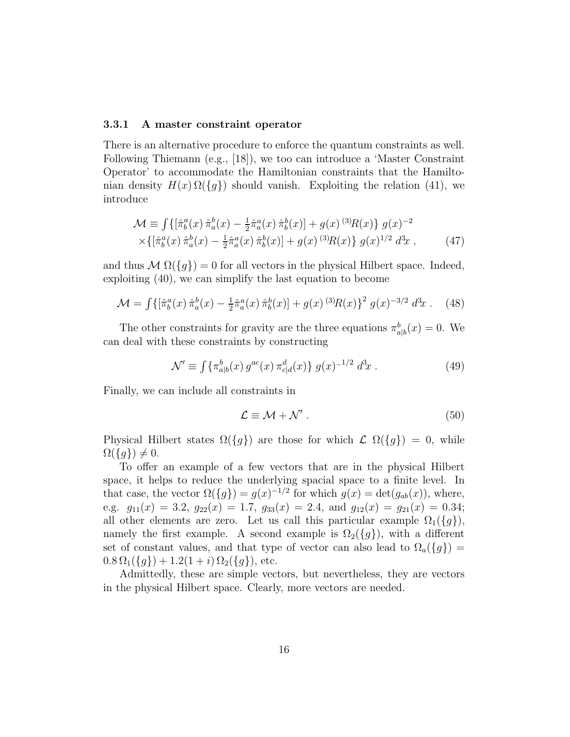#### 3.3.1 A master constraint operator

There is an alternative procedure to enforce the quantum constraints as well. Following Thiemann (e.g., [18]), we too can introduce a 'Master Constraint Operator' to accommodate the Hamiltonian constraints that the Hamiltonian density $H(x)\,\Omega(\{g\})$ should vanish. Exploiting the relation (41), we introduce

$$
\begin{aligned}
\mathcal{M} \equiv \textstyle\int \{[\hat{\pi}^a_b(x)\,\hat{\pi}^b_a(x) - \tfrac{1}{2}\hat{\pi}^a_a(x)\,\hat{\pi}^b_b(x)] + g(x)\,{}^{(3)}\!R(x)\}\; g(x)^{-2} \\
\times \{[\hat{\pi}^a_b(x)\,\hat{\pi}^b_a(x) - \tfrac{1}{2}\hat{\pi}^a_a(x)\,\hat{\pi}^b_b(x)] + g(x)\,{}^{(3)}\!R(x)\}\; g(x)^{1/2}\; d^3\!x \;, \qquad (47)
\end{aligned}
$$

and thus $\mathcal{M}\;\Omega(\{g\}) = 0$ for all vectors in the physical Hilbert space. Indeed, exploiting (40), we can simplify the last equation to become

$$
\mathcal{M} = \textstyle\int \{[\hat{\pi}^a_b(x)\,\hat{\pi}^b_a(x) - \tfrac{1}{2}\hat{\pi}^a_a(x)\,\hat{\pi}^b_b(x)] + g(x)\,{}^{(3)}\!R(x)\}^2\; g(x)^{-3/2}\; d^3\!x \;. \qquad (48)
$$

The other constraints for gravity are the three equations $\pi^b_{a|b}(x) = 0$. We can deal with these constraints by constructing

$$
\mathcal{N}' \equiv \textstyle\int \{\pi^b_{a|b}(x)\, g^{ac}(x)\, \pi^d_{c|d}(x)\}\; g(x)^{-1/2}\; d^3\!x \;. \qquad (49)
$$

Finally, we can include all constraints in

$$
\mathcal{L} \equiv \mathcal{M} + \mathcal{N}' \;. \qquad (50)
$$

Physical Hilbert states $\Omega(\{g\})$ are those for which $\mathcal{L}\;\Omega(\{g\}) = 0$, while $\Omega(\{g\}) \neq 0$.

To offer an example of a few vectors that are in the physical Hilbert space, it helps to reduce the underlying spacial space to a finite level. In that case, the vector $\Omega(\{g\}) = g(x)^{-1/2}$ for which $g(x) = \det(g_{ab}(x))$, where, e.g. $g_{11}(x) = 3.2$, $g_{22}(x) = 1.7$, $g_{33}(x) = 2.4$, and $g_{12}(x) = g_{21}(x) = 0.34$; all other elements are zero. Let us call this particular example $\Omega_1(\{g\})$, namely the first example. A second example is $\Omega_2(\{g\})$, with a different set of constant values, and that type of vector can also lead to $\Omega_a(\{g\}) = 0.8\,\Omega_1(\{g\}) + 1.2(1+i)\,\Omega_2(\{g\})$, etc.

Admittedly, these are simple vectors, but nevertheless, they are vectors in the physical Hilbert space. Clearly, more vectors are needed.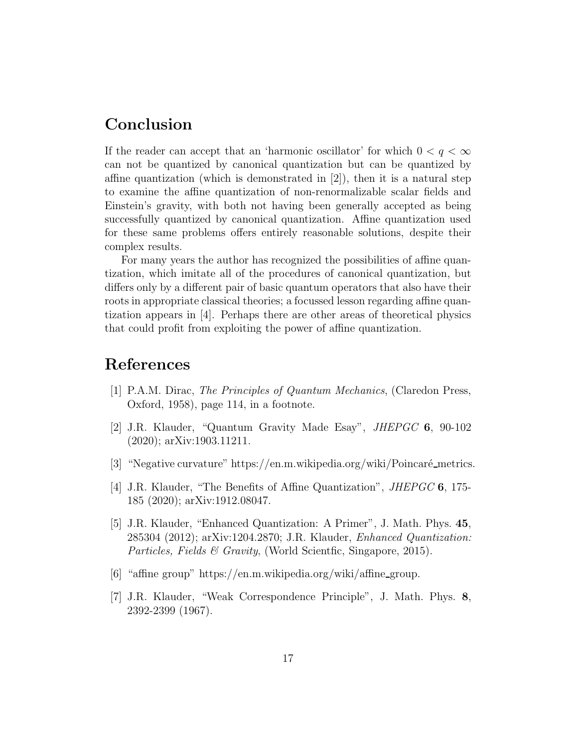## Conclusion

If the reader can accept that an 'harmonic oscillator' for which $0 < q < \infty$ can not be quantized by canonical quantization but can be quantized by affine quantization (which is demonstrated in [2]), then it is a natural step to examine the affine quantization of non-renormalizable scalar fields and Einstein's gravity, with both not having been generally accepted as being successfully quantized by canonical quantization. Affine quantization used for these same problems offers entirely reasonable solutions, despite their complex results.

For many years the author has recognized the possibilities of affine quantization, which imitate all of the procedures of canonical quantization, but differs only by a different pair of basic quantum operators that also have their roots in appropriate classical theories; a focussed lesson regarding affine quantization appears in [4]. Perhaps there are other areas of theoretical physics that could profit from exploiting the power of affine quantization.

## References

[1] P.A.M. Dirac, *The Principles of Quantum Mechanics*, (Claredon Press, Oxford, 1958), page 114, in a footnote.

[2] J.R. Klauder, "Quantum Gravity Made Esay", *JHEPGC* **6**, 90-102 (2020); arXiv:1903.11211.

[3] "Negative curvature" https://en.m.wikipedia.org/wiki/Poincaré_metrics.

[4] J.R. Klauder, "The Benefits of Affine Quantization", *JHEPGC* **6**, 175-185 (2020); arXiv:1912.08047.

[5] J.R. Klauder, "Enhanced Quantization: A Primer", J. Math. Phys. **45**, 285304 (2012); arXiv:1204.2870; J.R. Klauder, *Enhanced Quantization: Particles, Fields & Gravity*, (World Scientfic, Singapore, 2015).

[6] "affine group" https://en.m.wikipedia.org/wiki/affine_group.

[7] J.R. Klauder, "Weak Correspondence Principle", J. Math. Phys. **8**, 2392-2399 (1967).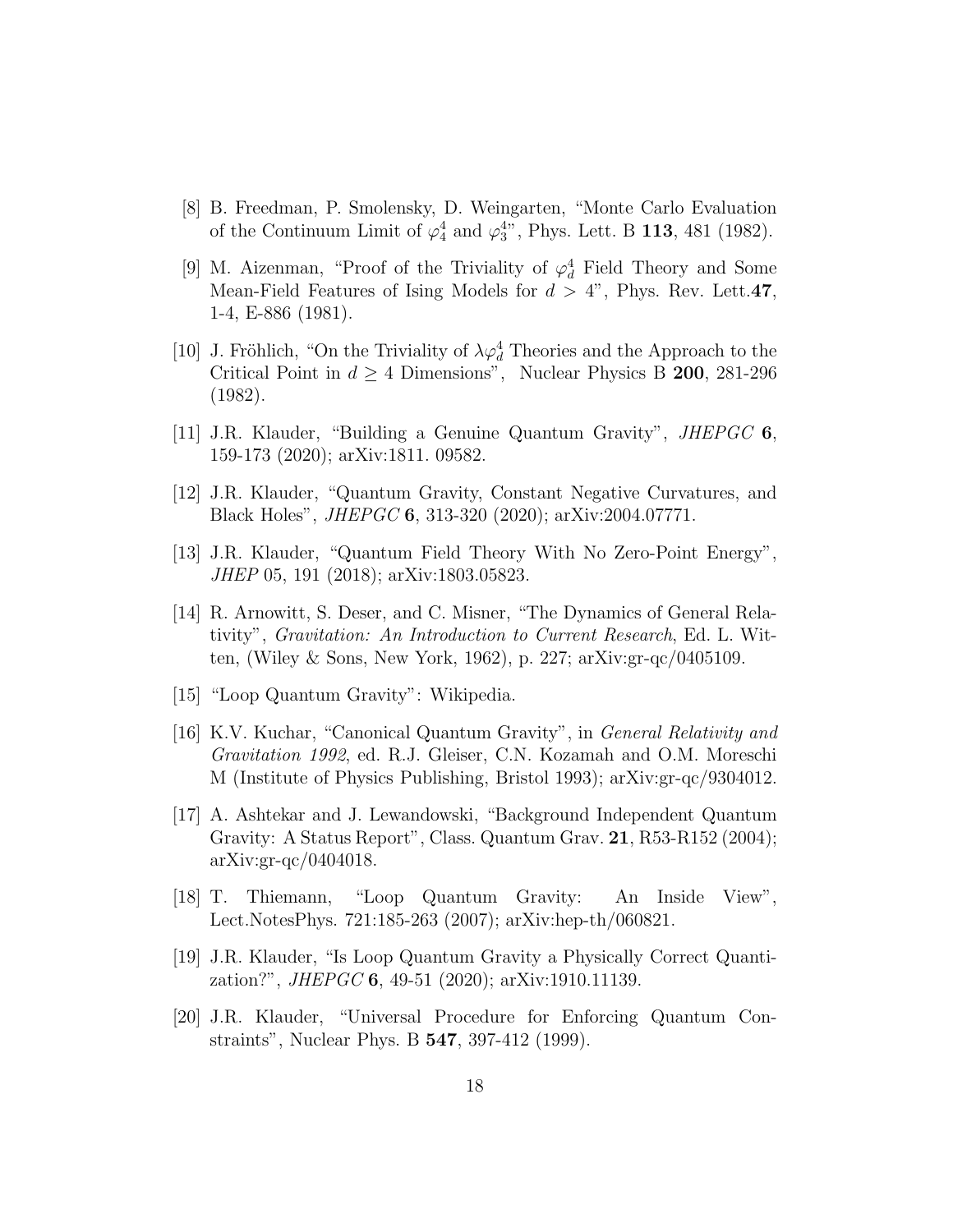[8] B. Freedman, P. Smolensky, D. Weingarten, "Monte Carlo Evaluation of the Continuum Limit of $\varphi_4^4$ and $\varphi_3^4$", Phys. Lett. B **113**, 481 (1982).

[9] M. Aizenman, "Proof of the Triviality of $\varphi_d^4$ Field Theory and Some Mean-Field Features of Ising Models for $d > 4$", Phys. Rev. Lett.**47**, 1-4, E-886 (1981).

[10] J. Fröhlich, "On the Triviality of $\lambda\varphi_d^4$ Theories and the Approach to the Critical Point in $d \geq 4$ Dimensions", Nuclear Physics B **200**, 281-296 (1982).

[11] J.R. Klauder, "Building a Genuine Quantum Gravity", *JHEPGC* **6**, 159-173 (2020); arXiv:1811. 09582.

[12] J.R. Klauder, "Quantum Gravity, Constant Negative Curvatures, and Black Holes", *JHEPGC* **6**, 313-320 (2020); arXiv:2004.07771.

[13] J.R. Klauder, "Quantum Field Theory With No Zero-Point Energy", *JHEP* 05, 191 (2018); arXiv:1803.05823.

[14] R. Arnowitt, S. Deser, and C. Misner, "The Dynamics of General Relativity", *Gravitation: An Introduction to Current Research*, Ed. L. Witten, (Wiley & Sons, New York, 1962), p. 227; arXiv:gr-qc/0405109.

[15] "Loop Quantum Gravity": Wikipedia.

[16] K.V. Kuchar, "Canonical Quantum Gravity", in *General Relativity and Gravitation 1992*, ed. R.J. Gleiser, C.N. Kozamah and O.M. Moreschi M (Institute of Physics Publishing, Bristol 1993); arXiv:gr-qc/9304012.

[17] A. Ashtekar and J. Lewandowski, "Background Independent Quantum Gravity: A Status Report", Class. Quantum Grav. **21**, R53-R152 (2004); arXiv:gr-qc/0404018.

[18] T. Thiemann, "Loop Quantum Gravity: An Inside View", Lect.NotesPhys. 721:185-263 (2007); arXiv:hep-th/060821.

[19] J.R. Klauder, "Is Loop Quantum Gravity a Physically Correct Quantization?", *JHEPGC* **6**, 49-51 (2020); arXiv:1910.11139.

[20] J.R. Klauder, "Universal Procedure for Enforcing Quantum Constraints", Nuclear Phys. B **547**, 397-412 (1999).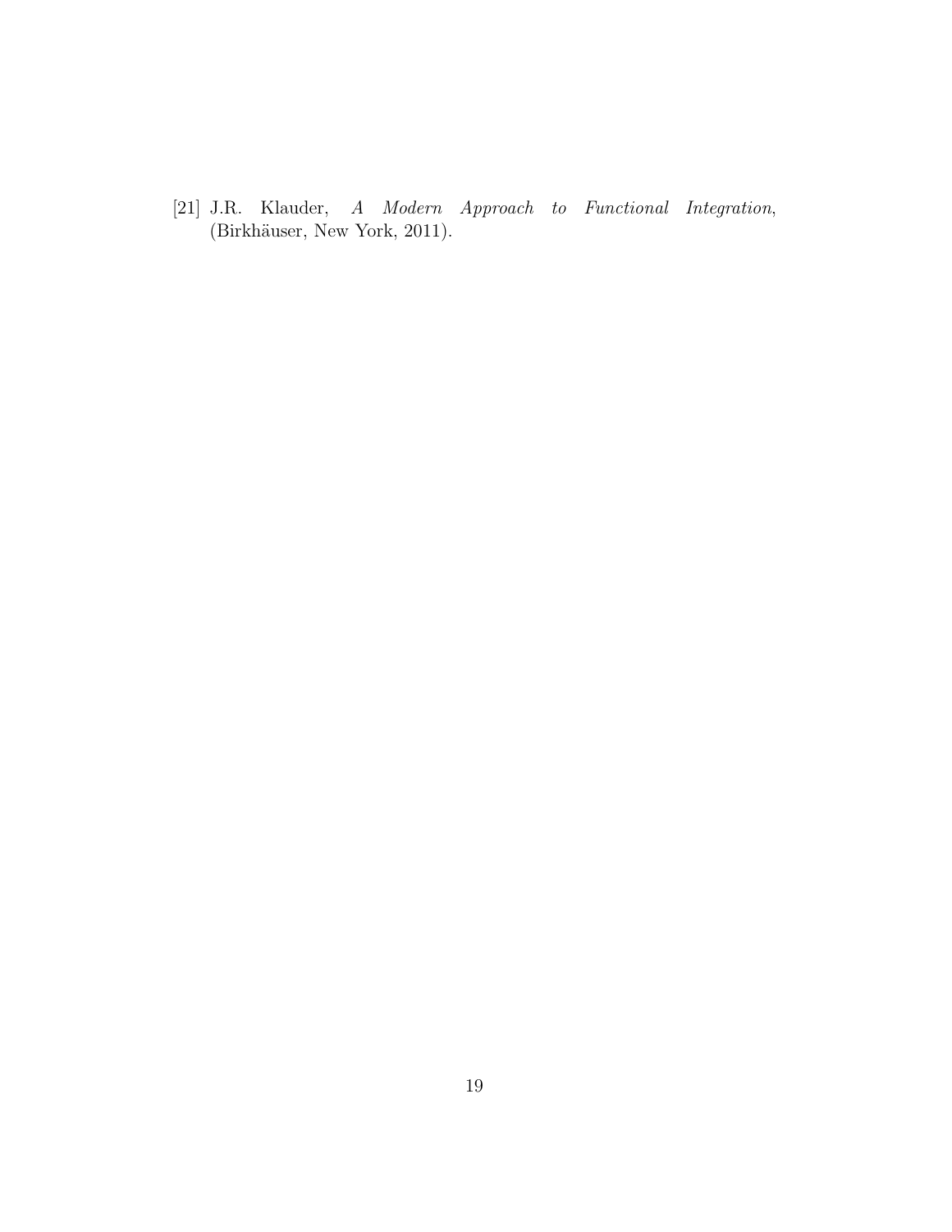[21] J.R. Klauder, *A Modern Approach to Functional Integration*, (Birkhäuser, New York, 2011).